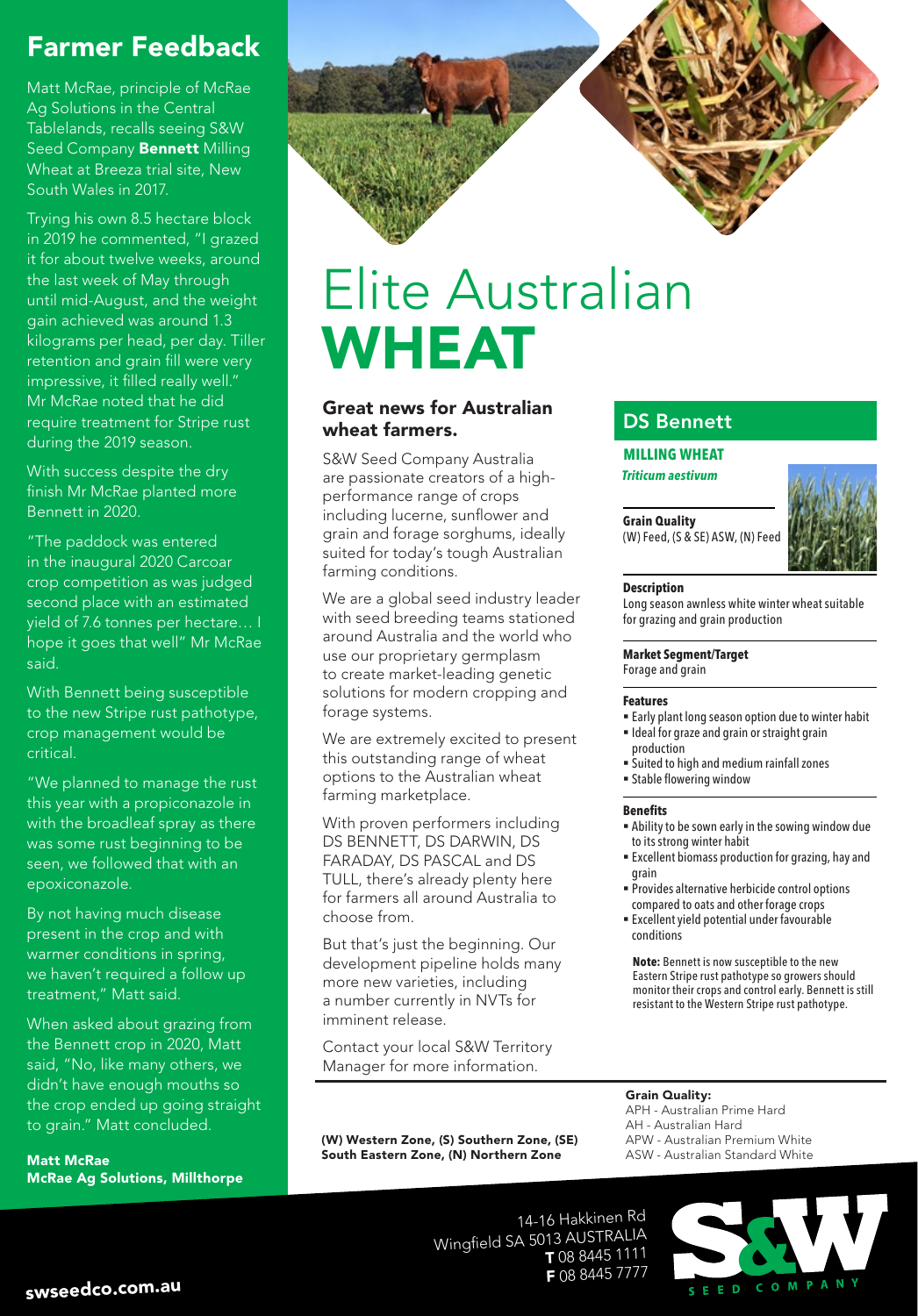# Elite Australian WHEAT

## Great news for Australian wheat farmers.

S&W Seed Company Australia are passionate creators of a high-performance range of crops including lucerne, sunflower and grain and forage sorghums, ideally suited for today's tough Australian farming conditions.

We are a global seed industry leader with seed breeding teams stationed around Australia and the world who use our proprietary germplasm to create market-leading genetic solutions for modern cropping and forage systems.

We are extremely excited to present this outstanding range of wheat options to the Australian wheat farming marketplace.

With proven performers including DS BENNETT, DS DARWIN, DS FARADAY, DS PASCAL and DS TULL, there's already plenty here for farmers all around Australia to choose from.

But that's just the beginning. Our development pipeline holds many more new varieties, including a number currently in NVTs for imminent release.

Contact your local S&W Territory Manager for more information.

## DS Bennett

**MILLING WHEAT**

***Triticum aestivum***

**Grain Quality**
(W) Feed, (S & SE) ASW, (N) Feed

**Description**
Long season awnless white winter wheat suitable for grazing and grain production

**Market Segment/Target**
Forage and grain

**Features**
- Early plant long season option due to winter habit
- Ideal for graze and grain or straight grain production
- Suited to high and medium rainfall zones
- Stable flowering window

**Benefits**
- Ability to be sown early in the sowing window due to its strong winter habit
- Excellent biomass production for grazing, hay and grain
- Provides alternative herbicide control options compared to oats and other forage crops
- Excellent yield potential under favourable conditions

**Note:** Bennett is now susceptible to the new Eastern Stripe rust pathotype so growers should monitor their crops and control early. Bennett is still resistant to the Western Stripe rust pathotype.

**(W) Western Zone, (S) Southern Zone, (SE) South Eastern Zone, (N) Northern Zone**

**Grain Quality:**
APH - Australian Prime Hard
AH - Australian Hard
APW - Australian Premium White
ASW - Australian Standard White

## Farmer Feedback

Matt McRae, principle of McRae Ag Solutions in the Central Tablelands, recalls seeing S&W Seed Company **Bennett** Milling Wheat at Breeza trial site, New South Wales in 2017.

Trying his own 8.5 hectare block in 2019 he commented, "I grazed it for about twelve weeks, around the last week of May through until mid-August, and the weight gain achieved was around 1.3 kilograms per head, per day. Tiller retention and grain fill were very impressive, it filled really well." Mr McRae noted that he did require treatment for Stripe rust during the 2019 season.

With success despite the dry finish Mr McRae planted more Bennett in 2020.

"The paddock was entered in the inaugural 2020 Carcoar crop competition as was judged second place with an estimated yield of 7.6 tonnes per hectare… I hope it goes that well" Mr McRae said.

With Bennett being susceptible to the new Stripe rust pathotype, crop management would be critical.

"We planned to manage the rust this year with a propiconazole in with the broadleaf spray as there was some rust beginning to be seen, we followed that with an epoxiconazole.

By not having much disease present in the crop and with warmer conditions in spring, we haven't required a follow up treatment," Matt said.

When asked about grazing from the Bennett crop in 2020, Matt said, "No, like many others, we didn't have enough mouths so the crop ended up going straight to grain." Matt concluded.

**Matt McRae**
**McRae Ag Solutions, Millthorpe**

14-16 Hakkinen Rd
Wingfield SA 5013 AUSTRALIA
**T** 08 8445 1111
**F** 08 8445 7777

swseedco.com.au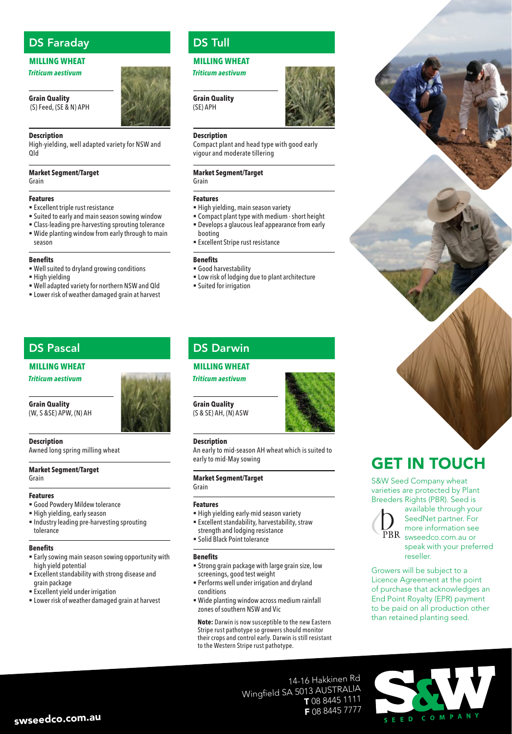## DS Faraday

**MILLING WHEAT**

***Triticum aestivum***

**Grain Quality**
(S) Feed, (SE & N) APH

**Description**
High-yielding, well adapted variety for NSW and Qld

**Market Segment/Target**
Grain

**Features**
- Excellent triple rust resistance
- Suited to early and main season sowing window
- Class-leading pre-harvesting sprouting tolerance
- Wide planting window from early through to main season

**Benefits**
- Well suited to dryland growing conditions
- High yielding
- Well adapted variety for northern NSW and Qld
- Lower risk of weather damaged grain at harvest

## DS Tull

**MILLING WHEAT**

***Triticum aestivum***

**Grain Quality**
(SE) APH

**Description**
Compact plant and head type with good early vigour and moderate tillering

**Market Segment/Target**
Grain

**Features**
- High yielding, main season variety
- Compact plant type with medium - short height
- Develops a glaucous leaf appearance from early booting
- Excellent Stripe rust resistance

**Benefits**
- Good harvestability
- Low risk of lodging due to plant architecture
- Suited for irrigation

## DS Pascal

**MILLING WHEAT**

***Triticum aestivum***

**Grain Quality**
(W, S &SE) APW, (N) AH

**Description**
Awned long spring milling wheat

**Market Segment/Target**
Grain

**Features**
- Good Powdery Mildew tolerance
- High yielding, early season
- Industry leading pre-harvesting sprouting tolerance

**Benefits**
- Early sowing main season sowing opportunity with high yield potential
- Excellent standability with strong disease and grain package
- Excellent yield under irrigation
- Lower risk of weather damaged grain at harvest

## DS Darwin

**MILLING WHEAT**

***Triticum aestivum***

**Grain Quality**
(S & SE) AH, (N) ASW

**Description**
An early to mid-season AH wheat which is suited to early to mid-May sowing

**Market Segment/Target**
Grain

**Features**
- High yielding early-mid season variety
- Excellent standability, harvestability, straw strength and lodging resistance
- Solid Black Point tolerance

**Benefits**
- Strong grain package with large grain size, low screenings, good test weight
- Performs well under irrigation and dryland conditions
- Wide planting window across medium rainfall zones of southern NSW and Vic

**Note:** Darwin is now susceptible to the new Eastern Stripe rust pathotype so growers should monitor their crops and control early. Darwin is still resistant to the Western Stripe rust pathotype.

## GET IN TOUCH

S&W Seed Company wheat varieties are protected by Plant Breeders Rights (PBR). Seed is available through your SeedNet partner. For more information see swseedco.com.au or speak with your preferred reseller.

Growers will be subject to a Licence Agreement at the point of purchase that acknowledges an End Point Royalty (EPR) payment to be paid on all production other than retained planting seed.

14-16 Hakkinen Rd
Wingfield SA 5013 AUSTRALIA
**T** 08 8445 1111
**F** 08 8445 7777

swseedco.com.au

S&W SEED COMPANY